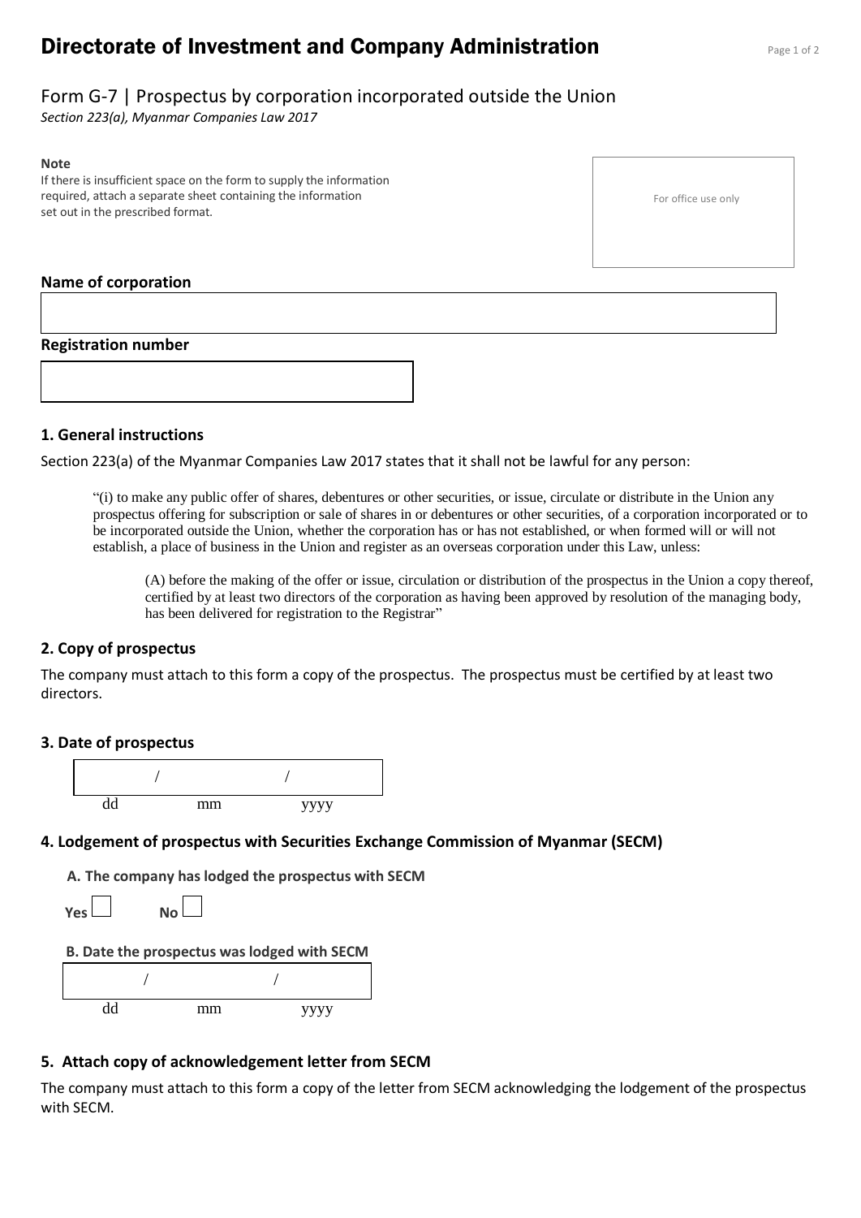# Directorate of Investment and Company Administration

## Form G-7 | Prospectus by corporation incorporated outside the Union

*Section 223(a), Myanmar Companies Law 2017*

**Note**
If there is insufficient space on the form to supply the information required, attach a separate sheet containing the information set out in the prescribed format.

For office use only

**Name of corporation**

**Registration number**

### 1. General instructions

Section 223(a) of the Myanmar Companies Law 2017 states that it shall not be lawful for any person:

> "(i) to make any public offer of shares, debentures or other securities, or issue, circulate or distribute in the Union any prospectus offering for subscription or sale of shares in or debentures or other securities, of a corporation incorporated or to be incorporated outside the Union, whether the corporation has or has not established, or when formed will or will not establish, a place of business in the Union and register as an overseas corporation under this Law, unless:
>
> > (A) before the making of the offer or issue, circulation or distribution of the prospectus in the Union a copy thereof, certified by at least two directors of the corporation as having been approved by resolution of the managing body, has been delivered for registration to the Registrar"

### 2. Copy of prospectus

The company must attach to this form a copy of the prospectus. The prospectus must be certified by at least two directors.

### 3. Date of prospectus

/ /
dd mm yyyy

### 4. Lodgement of prospectus with Securities Exchange Commission of Myanmar (SECM)

**A. The company has lodged the prospectus with SECM**

Yes ☐ No ☐

**B. Date the prospectus was lodged with SECM**

/ /
dd mm yyyy

### 5. Attach copy of acknowledgement letter from SECM

The company must attach to this form a copy of the letter from SECM acknowledging the lodgement of the prospectus with SECM.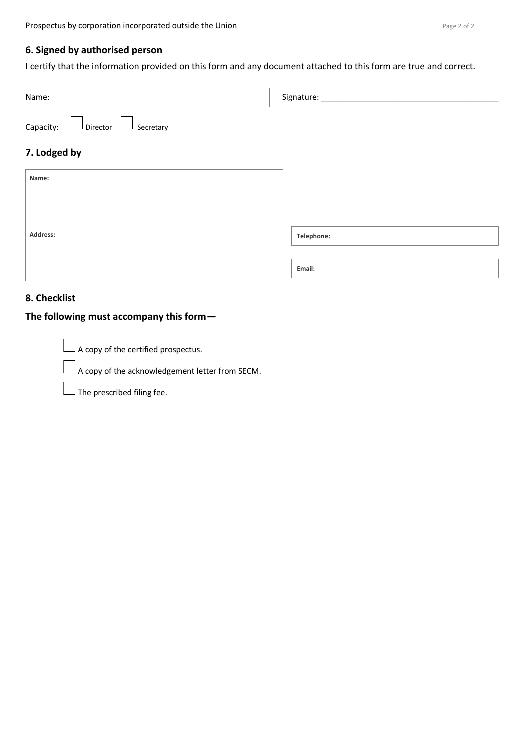## 6. Signed by authorised person

I certify that the information provided on this form and any document attached to this form are true and correct.

Name: 

Signature: ______________________________________

Capacity: ☐ Director ☐ Secretary

## 7. Lodged by

**Name:**

**Address:**

**Telephone:**

**Email:**

## 8. Checklist

### The following must accompany this form—

- ☐ A copy of the certified prospectus.
- ☐ A copy of the acknowledgement letter from SECM.
- ☐ The prescribed filing fee.